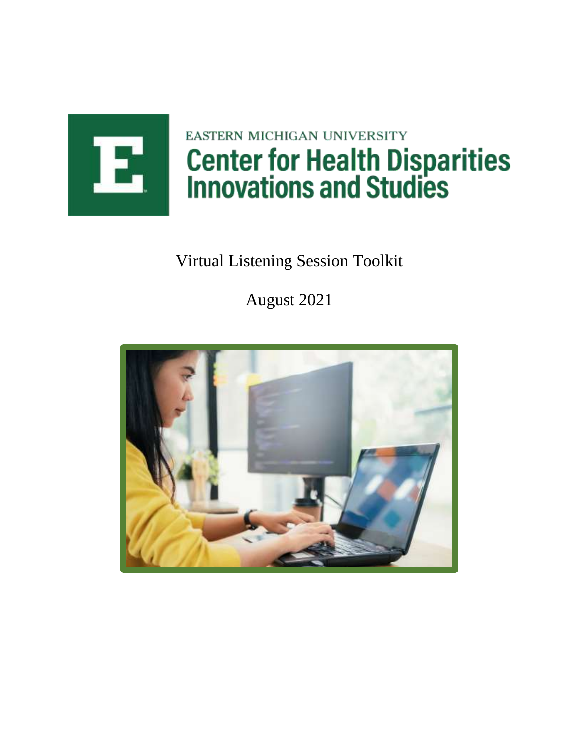EASTERN MICHIGAN UNIVERSITY

# Center for Health Disparities Innovations and Studies

Virtual Listening Session Toolkit

August 2021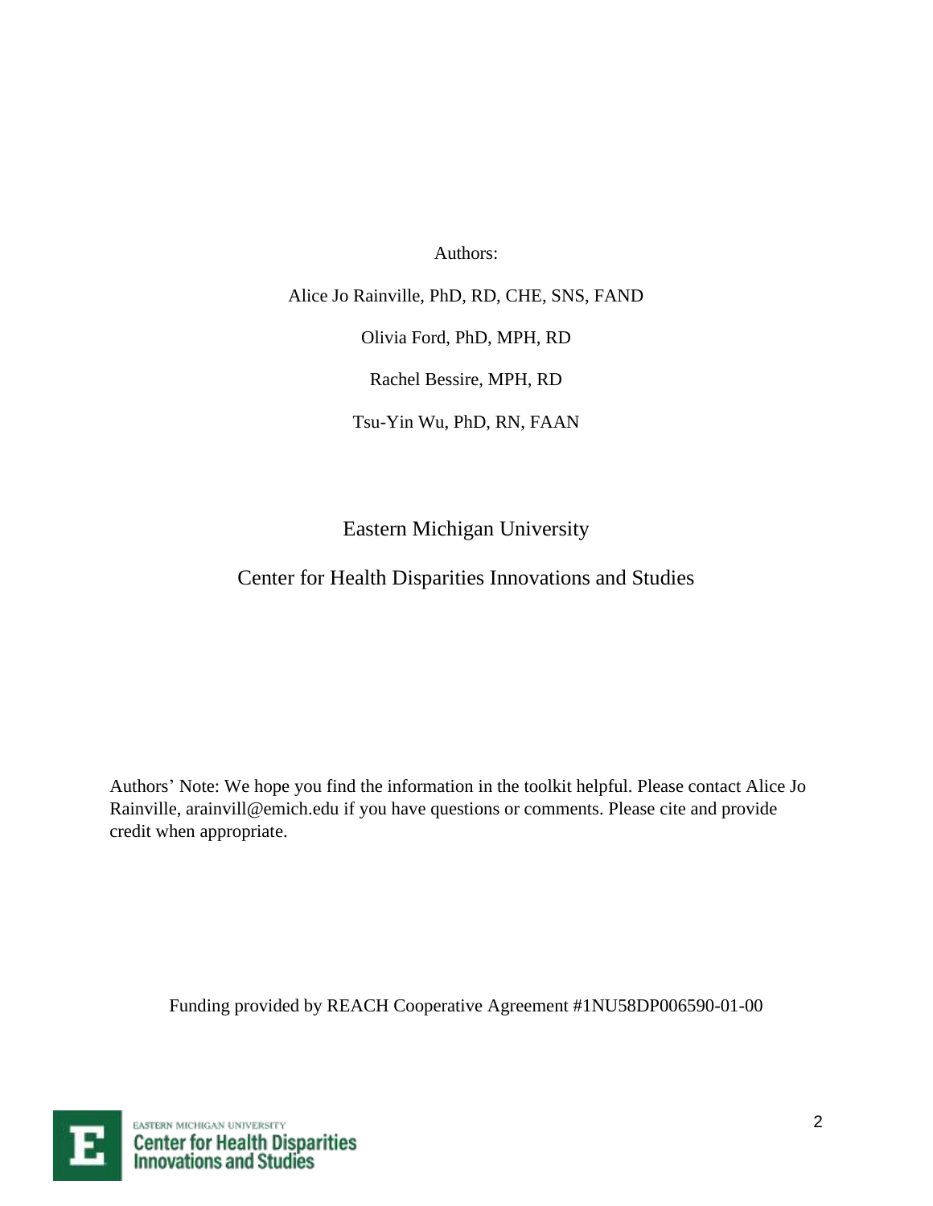Authors:

Alice Jo Rainville, PhD, RD, CHE, SNS, FAND

Olivia Ford, PhD, MPH, RD

Rachel Bessire, MPH, RD

Tsu-Yin Wu, PhD, RN, FAAN

Eastern Michigan University

Center for Health Disparities Innovations and Studies

Authors' Note: We hope you find the information in the toolkit helpful. Please contact Alice Jo Rainville, arainvill@emich.edu if you have questions or comments. Please cite and provide credit when appropriate.

Funding provided by REACH Cooperative Agreement #1NU58DP006590-01-00

EASTERN MICHIGAN UNIVERSITY
Center for Health Disparities Innovations and Studies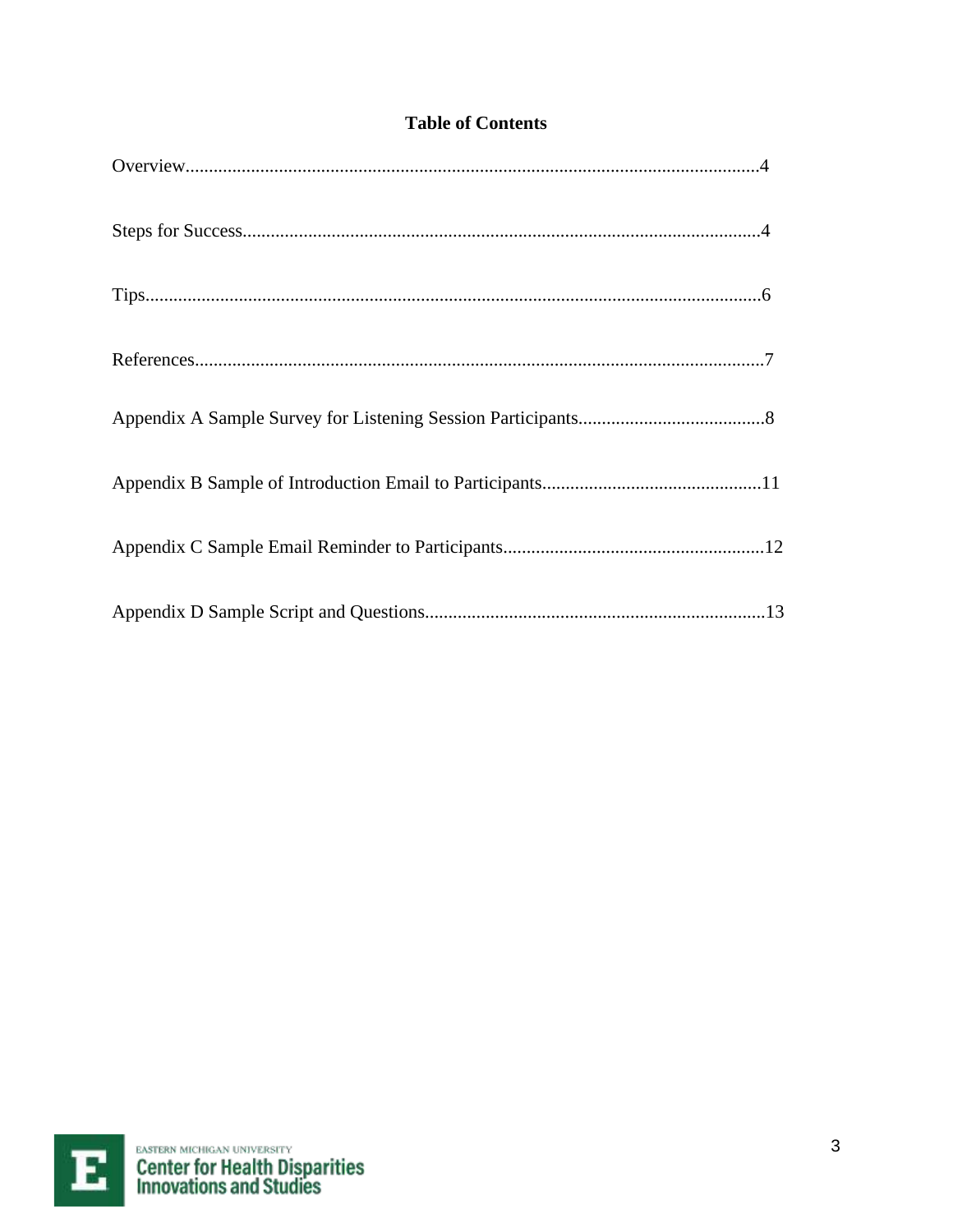# Table of Contents

Overview....................................................................................................................4

Steps for Success.......................................................................................................4

Tips.............................................................................................................................6

References..................................................................................................................7

Appendix A Sample Survey for Listening Session Participants........................................8

Appendix B Sample of Introduction Email to Participants...............................................11

Appendix C Sample Email Reminder to Participants........................................................12

Appendix D Sample Script and Questions........................................................................13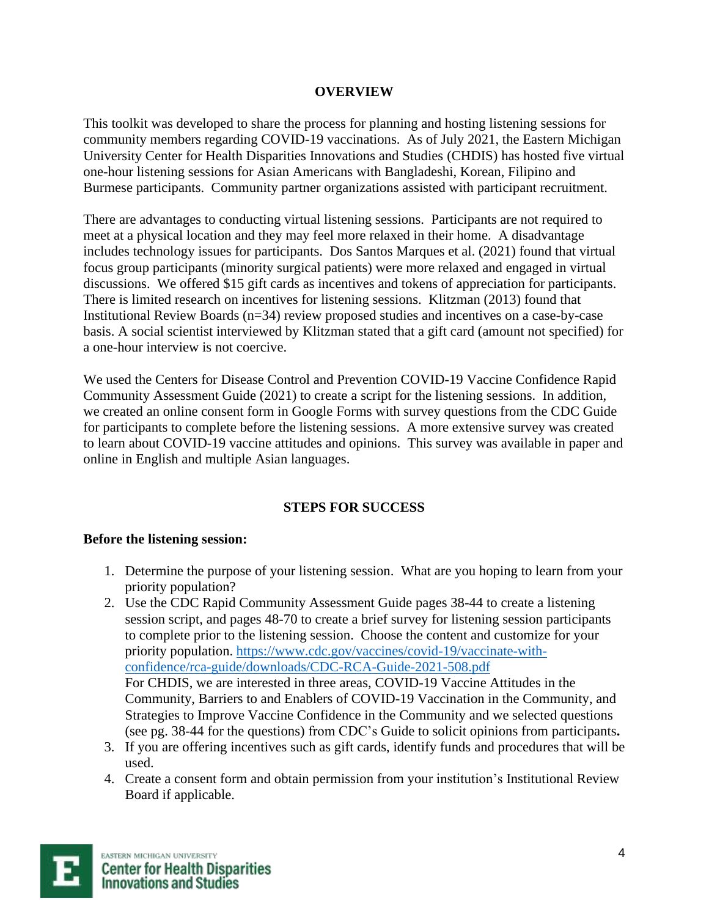## OVERVIEW

This toolkit was developed to share the process for planning and hosting listening sessions for community members regarding COVID-19 vaccinations. As of July 2021, the Eastern Michigan University Center for Health Disparities Innovations and Studies (CHDIS) has hosted five virtual one-hour listening sessions for Asian Americans with Bangladeshi, Korean, Filipino and Burmese participants. Community partner organizations assisted with participant recruitment.

There are advantages to conducting virtual listening sessions. Participants are not required to meet at a physical location and they may feel more relaxed in their home. A disadvantage includes technology issues for participants. Dos Santos Marques et al. (2021) found that virtual focus group participants (minority surgical patients) were more relaxed and engaged in virtual discussions. We offered $15 gift cards as incentives and tokens of appreciation for participants. There is limited research on incentives for listening sessions. Klitzman (2013) found that Institutional Review Boards (n=34) review proposed studies and incentives on a case-by-case basis. A social scientist interviewed by Klitzman stated that a gift card (amount not specified) for a one-hour interview is not coercive.

We used the Centers for Disease Control and Prevention COVID-19 Vaccine Confidence Rapid Community Assessment Guide (2021) to create a script for the listening sessions. In addition, we created an online consent form in Google Forms with survey questions from the CDC Guide for participants to complete before the listening sessions. A more extensive survey was created to learn about COVID-19 vaccine attitudes and opinions. This survey was available in paper and online in English and multiple Asian languages.

## STEPS FOR SUCCESS

**Before the listening session:**

1. Determine the purpose of your listening session. What are you hoping to learn from your priority population?
2. Use the CDC Rapid Community Assessment Guide pages 38-44 to create a listening session script, and pages 48-70 to create a brief survey for listening session participants to complete prior to the listening session. Choose the content and customize for your priority population. https://www.cdc.gov/vaccines/covid-19/vaccinate-with-confidence/rca-guide/downloads/CDC-RCA-Guide-2021-508.pdf
   For CHDIS, we are interested in three areas, COVID-19 Vaccine Attitudes in the Community, Barriers to and Enablers of COVID-19 Vaccination in the Community, and Strategies to Improve Vaccine Confidence in the Community and we selected questions (see pg. 38-44 for the questions) from CDC's Guide to solicit opinions from participants**.**
3. If you are offering incentives such as gift cards, identify funds and procedures that will be used.
4. Create a consent form and obtain permission from your institution's Institutional Review Board if applicable.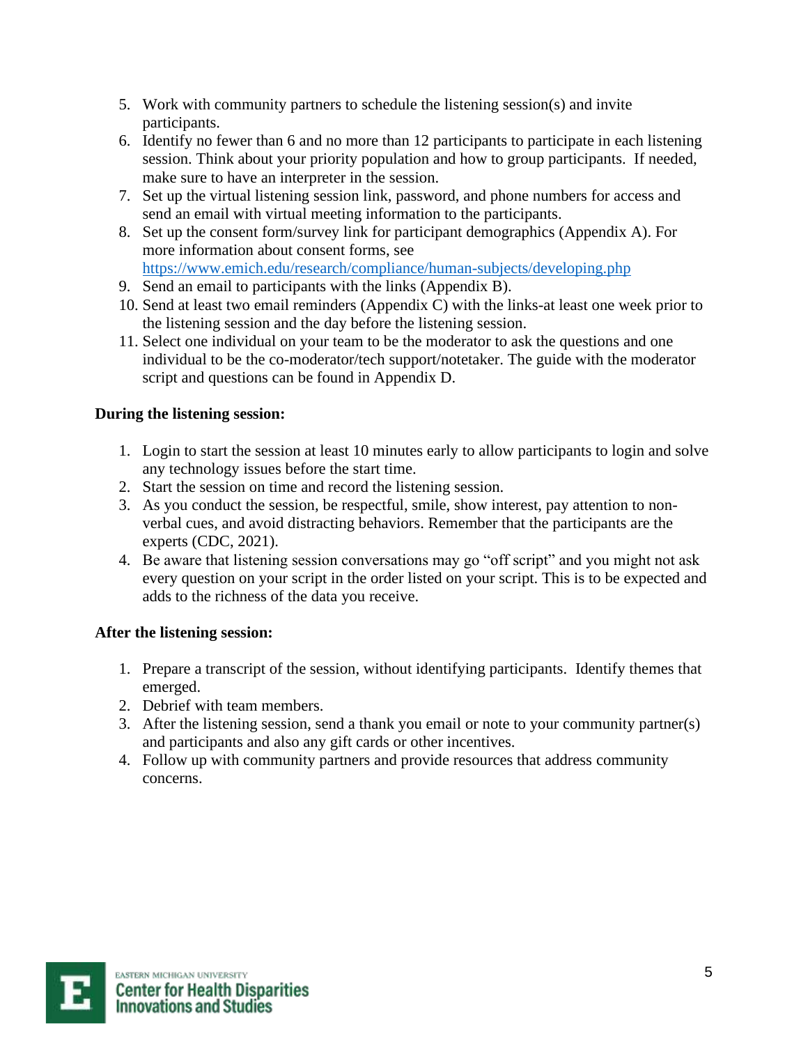5. Work with community partners to schedule the listening session(s) and invite participants.
6. Identify no fewer than 6 and no more than 12 participants to participate in each listening session. Think about your priority population and how to group participants. If needed, make sure to have an interpreter in the session.
7. Set up the virtual listening session link, password, and phone numbers for access and send an email with virtual meeting information to the participants.
8. Set up the consent form/survey link for participant demographics (Appendix A). For more information about consent forms, see https://www.emich.edu/research/compliance/human-subjects/developing.php
9. Send an email to participants with the links (Appendix B).
10. Send at least two email reminders (Appendix C) with the links-at least one week prior to the listening session and the day before the listening session.
11. Select one individual on your team to be the moderator to ask the questions and one individual to be the co-moderator/tech support/notetaker. The guide with the moderator script and questions can be found in Appendix D.

**During the listening session:**

1. Login to start the session at least 10 minutes early to allow participants to login and solve any technology issues before the start time.
2. Start the session on time and record the listening session.
3. As you conduct the session, be respectful, smile, show interest, pay attention to non-verbal cues, and avoid distracting behaviors. Remember that the participants are the experts (CDC, 2021).
4. Be aware that listening session conversations may go "off script" and you might not ask every question on your script in the order listed on your script. This is to be expected and adds to the richness of the data you receive.

**After the listening session:**

1. Prepare a transcript of the session, without identifying participants. Identify themes that emerged.
2. Debrief with team members.
3. After the listening session, send a thank you email or note to your community partner(s) and participants and also any gift cards or other incentives.
4. Follow up with community partners and provide resources that address community concerns.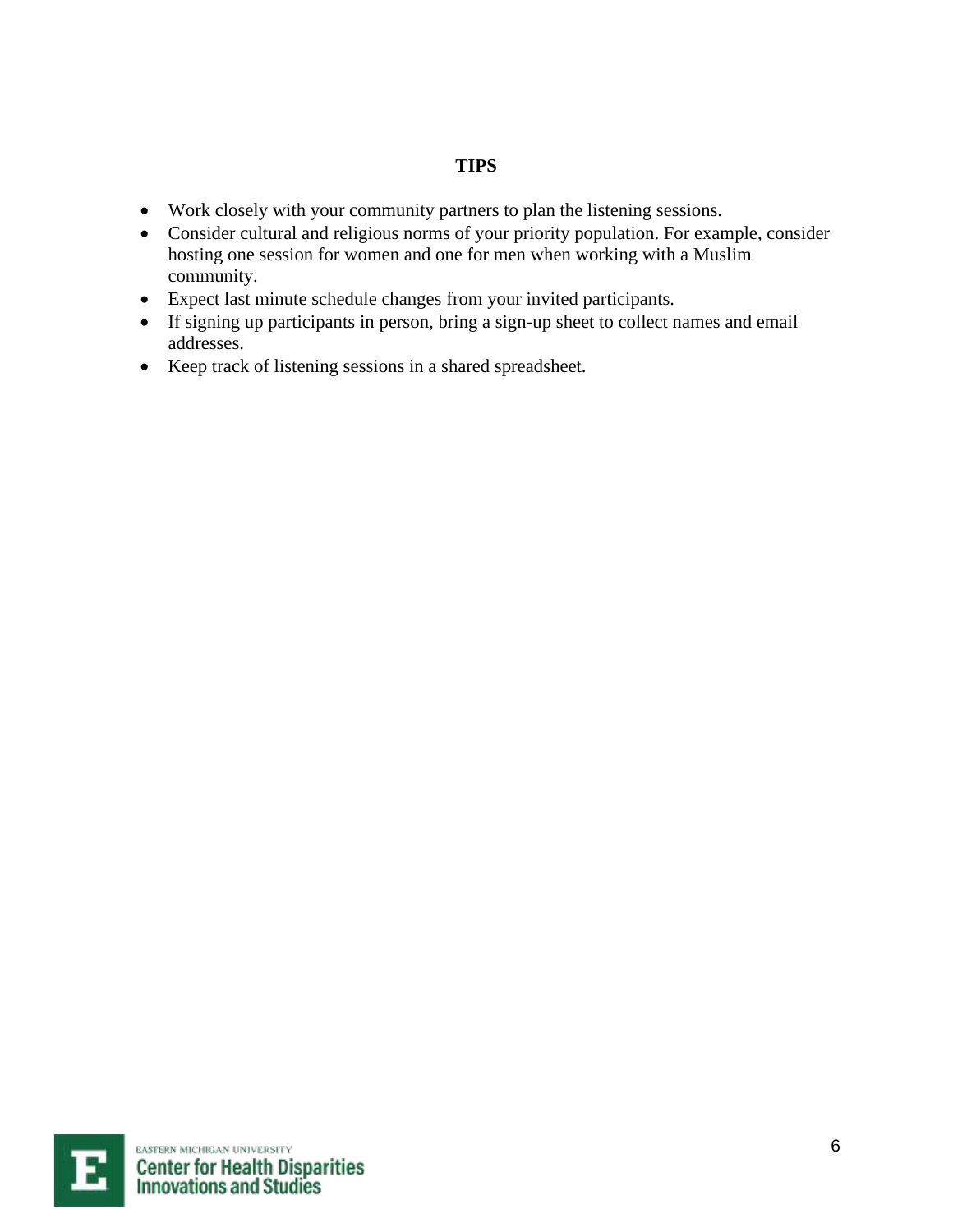**TIPS**

- Work closely with your community partners to plan the listening sessions.
- Consider cultural and religious norms of your priority population. For example, consider hosting one session for women and one for men when working with a Muslim community.
- Expect last minute schedule changes from your invited participants.
- If signing up participants in person, bring a sign-up sheet to collect names and email addresses.
- Keep track of listening sessions in a shared spreadsheet.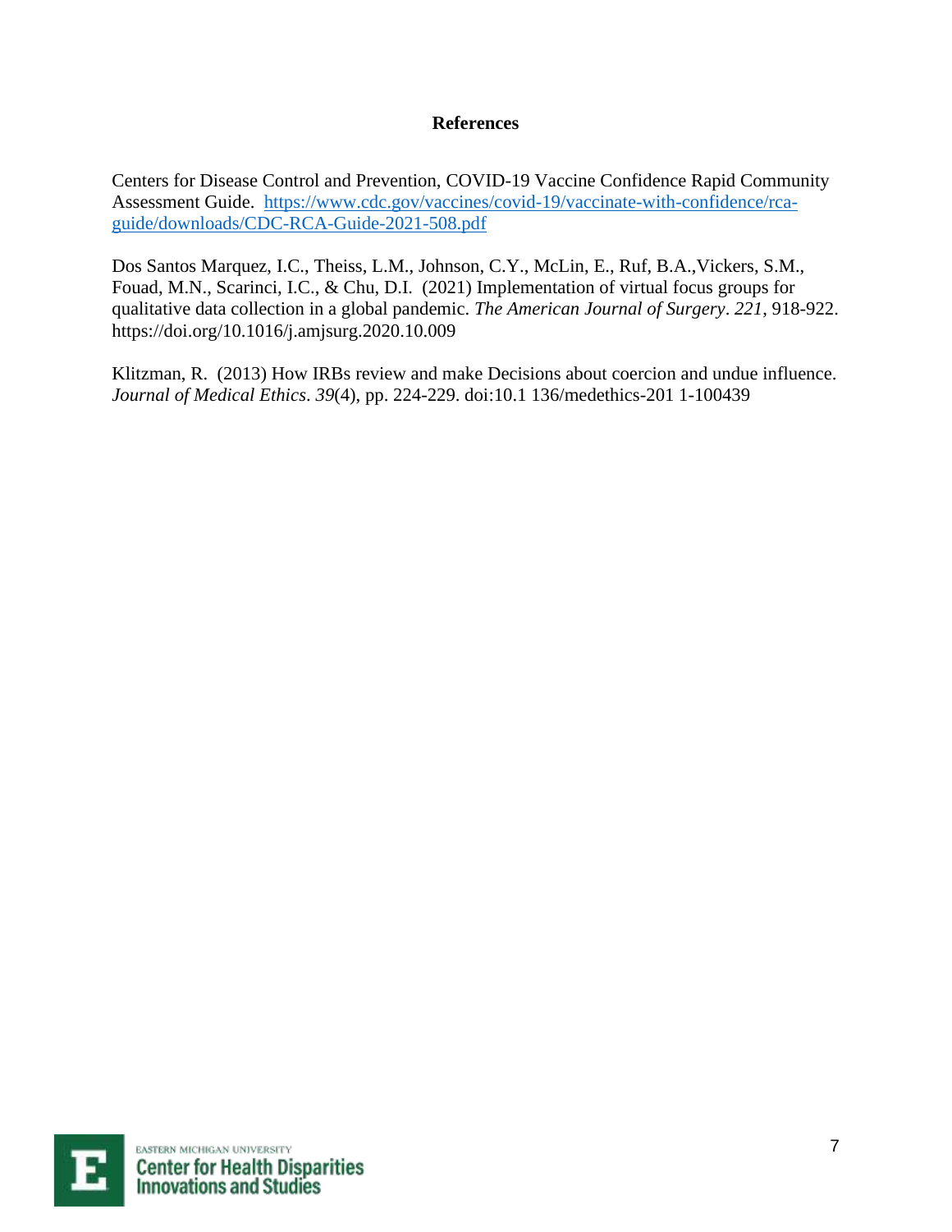**References**

Centers for Disease Control and Prevention, COVID-19 Vaccine Confidence Rapid Community Assessment Guide. [https://www.cdc.gov/vaccines/covid-19/vaccinate-with-confidence/rca-guide/downloads/CDC-RCA-Guide-2021-508.pdf](https://www.cdc.gov/vaccines/covid-19/vaccinate-with-confidence/rca-guide/downloads/CDC-RCA-Guide-2021-508.pdf)

Dos Santos Marquez, I.C., Theiss, L.M., Johnson, C.Y., McLin, E., Ruf, B.A.,Vickers, S.M., Fouad, M.N., Scarinci, I.C., & Chu, D.I. (2021) Implementation of virtual focus groups for qualitative data collection in a global pandemic. *The American Journal of Surgery*. *221*, 918-922. https://doi.org/10.1016/j.amjsurg.2020.10.009

Klitzman, R. (2013) How IRBs review and make Decisions about coercion and undue influence. *Journal of Medical Ethics*. *39*(4), pp. 224-229. doi:10.1 136/medethics-201 1-100439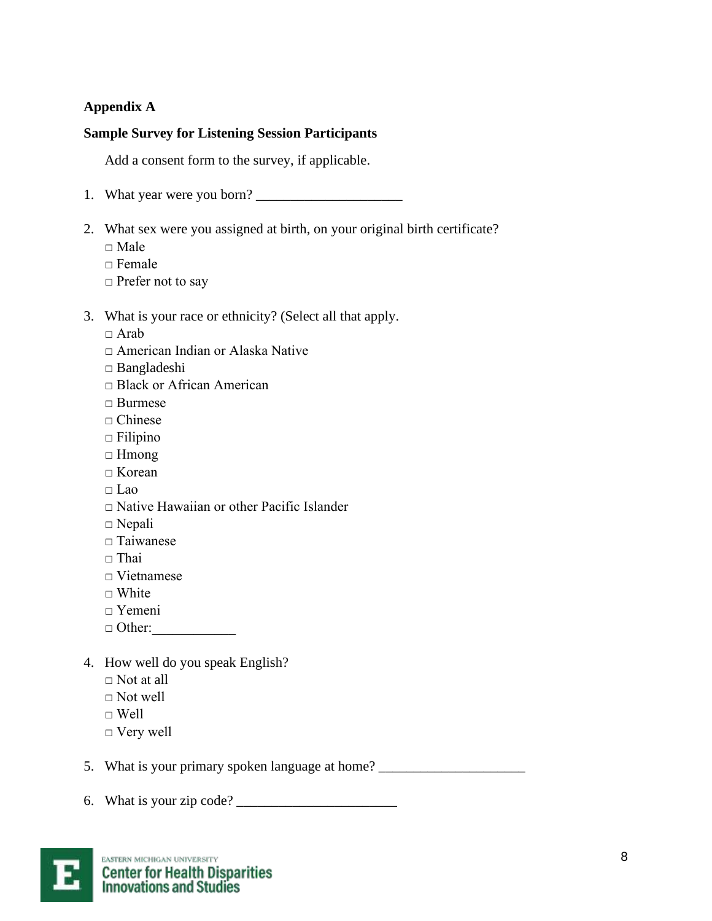**Appendix A**

**Sample Survey for Listening Session Participants**

Add a consent form to the survey, if applicable.

1. What year were you born? ____________________

2. What sex were you assigned at birth, on your original birth certificate?
   □ Male
   □ Female
   □ Prefer not to say

3. What is your race or ethnicity? (Select all that apply.
   □ Arab
   □ American Indian or Alaska Native
   □ Bangladeshi
   □ Black or African American
   □ Burmese
   □ Chinese
   □ Filipino
   □ Hmong
   □ Korean
   □ Lao
   □ Native Hawaiian or other Pacific Islander
   □ Nepali
   □ Taiwanese
   □ Thai
   □ Vietnamese
   □ White
   □ Yemeni
   □ Other:___________

4. How well do you speak English?
   □ Not at all
   □ Not well
   □ Well
   □ Very well

5. What is your primary spoken language at home? ____________________

6. What is your zip code? ______________________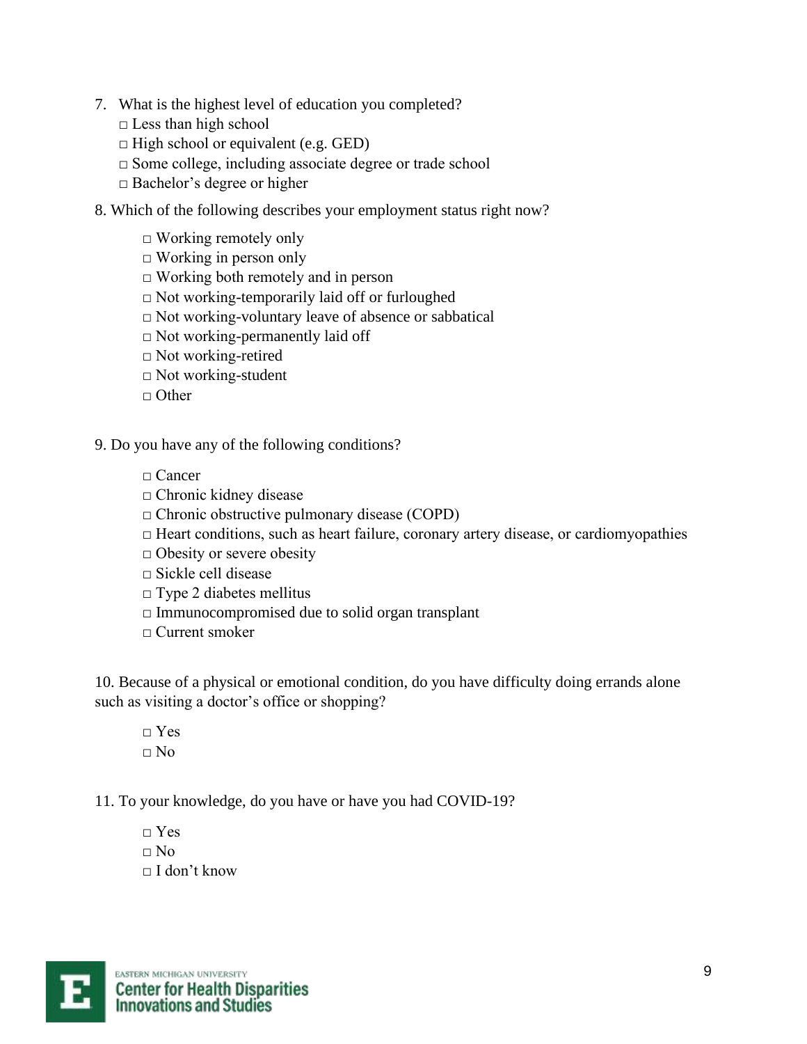7. What is the highest level of education you completed?
   □ Less than high school
   □ High school or equivalent (e.g. GED)
   □ Some college, including associate degree or trade school
   □ Bachelor's degree or higher

8. Which of the following describes your employment status right now?

   □ Working remotely only
   □ Working in person only
   □ Working both remotely and in person
   □ Not working-temporarily laid off or furloughed
   □ Not working-voluntary leave of absence or sabbatical
   □ Not working-permanently laid off
   □ Not working-retired
   □ Not working-student
   □ Other

9. Do you have any of the following conditions?

   □ Cancer
   □ Chronic kidney disease
   □ Chronic obstructive pulmonary disease (COPD)
   □ Heart conditions, such as heart failure, coronary artery disease, or cardiomyopathies
   □ Obesity or severe obesity
   □ Sickle cell disease
   □ Type 2 diabetes mellitus
   □ Immunocompromised due to solid organ transplant
   □ Current smoker

10. Because of a physical or emotional condition, do you have difficulty doing errands alone such as visiting a doctor's office or shopping?

   □ Yes
   □ No

11. To your knowledge, do you have or have you had COVID-19?

   □ Yes
   □ No
   □ I don't know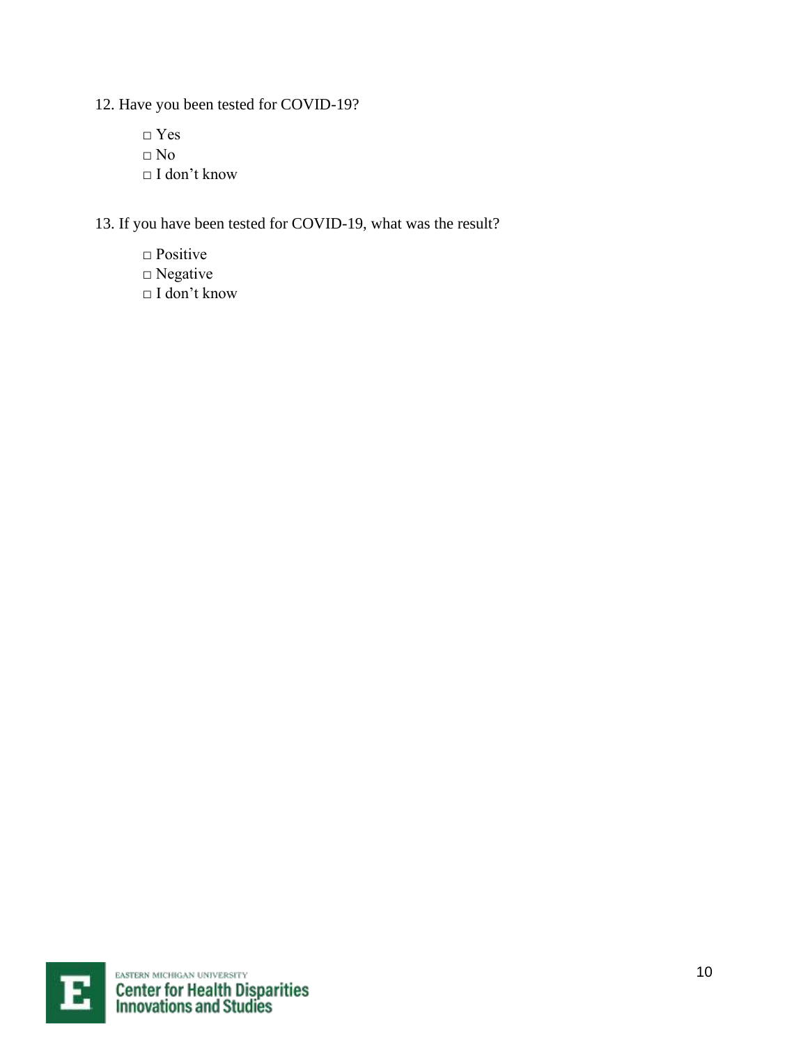12. Have you been tested for COVID-19?

□ Yes
□ No
□ I don't know

13. If you have been tested for COVID-19, what was the result?

□ Positive
□ Negative
□ I don't know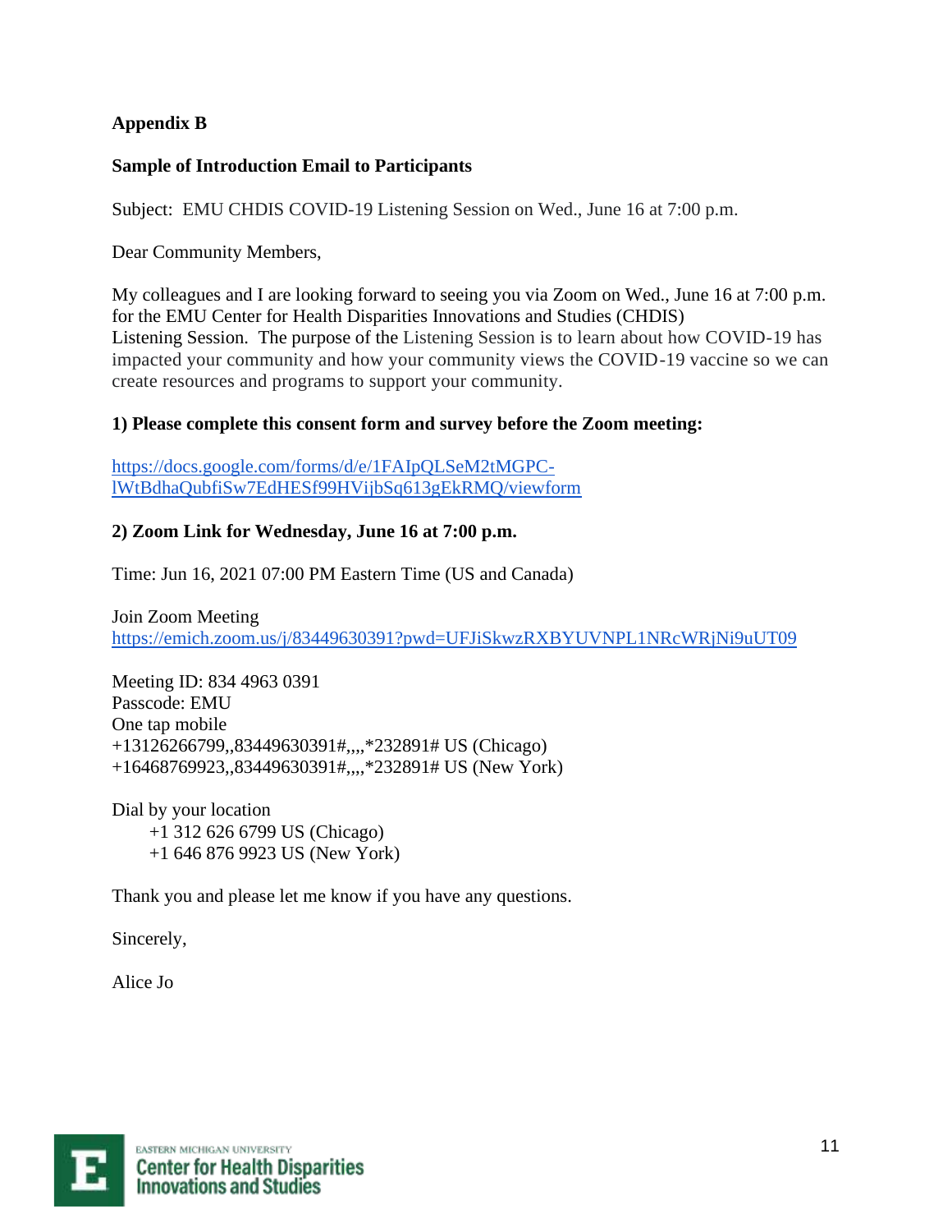**Appendix B**

**Sample of Introduction Email to Participants**

Subject: EMU CHDIS COVID-19 Listening Session on Wed., June 16 at 7:00 p.m.

Dear Community Members,

My colleagues and I are looking forward to seeing you via Zoom on Wed., June 16 at 7:00 p.m. for the EMU Center for Health Disparities Innovations and Studies (CHDIS) Listening Session. The purpose of the Listening Session is to learn about how COVID-19 has impacted your community and how your community views the COVID-19 vaccine so we can create resources and programs to support your community.

**1) Please complete this consent form and survey before the Zoom meeting:**

https://docs.google.com/forms/d/e/1FAIpQLSeM2tMGPC-lWtBdhaQubfiSw7EdHESf99HVijbSq613gEkRMQ/viewform

**2) Zoom Link for Wednesday, June 16 at 7:00 p.m.**

Time: Jun 16, 2021 07:00 PM Eastern Time (US and Canada)

Join Zoom Meeting
https://emich.zoom.us/j/83449630391?pwd=UFJiSkwzRXBYUVNPL1NRcWRjNi9uUT09

Meeting ID: 834 4963 0391
Passcode: EMU
One tap mobile
+13126266799,,83449630391#,,,,*232891# US (Chicago)
+16468769923,,83449630391#,,,,*232891# US (New York)

Dial by your location
+1 312 626 6799 US (Chicago)
+1 646 876 9923 US (New York)

Thank you and please let me know if you have any questions.

Sincerely,

Alice Jo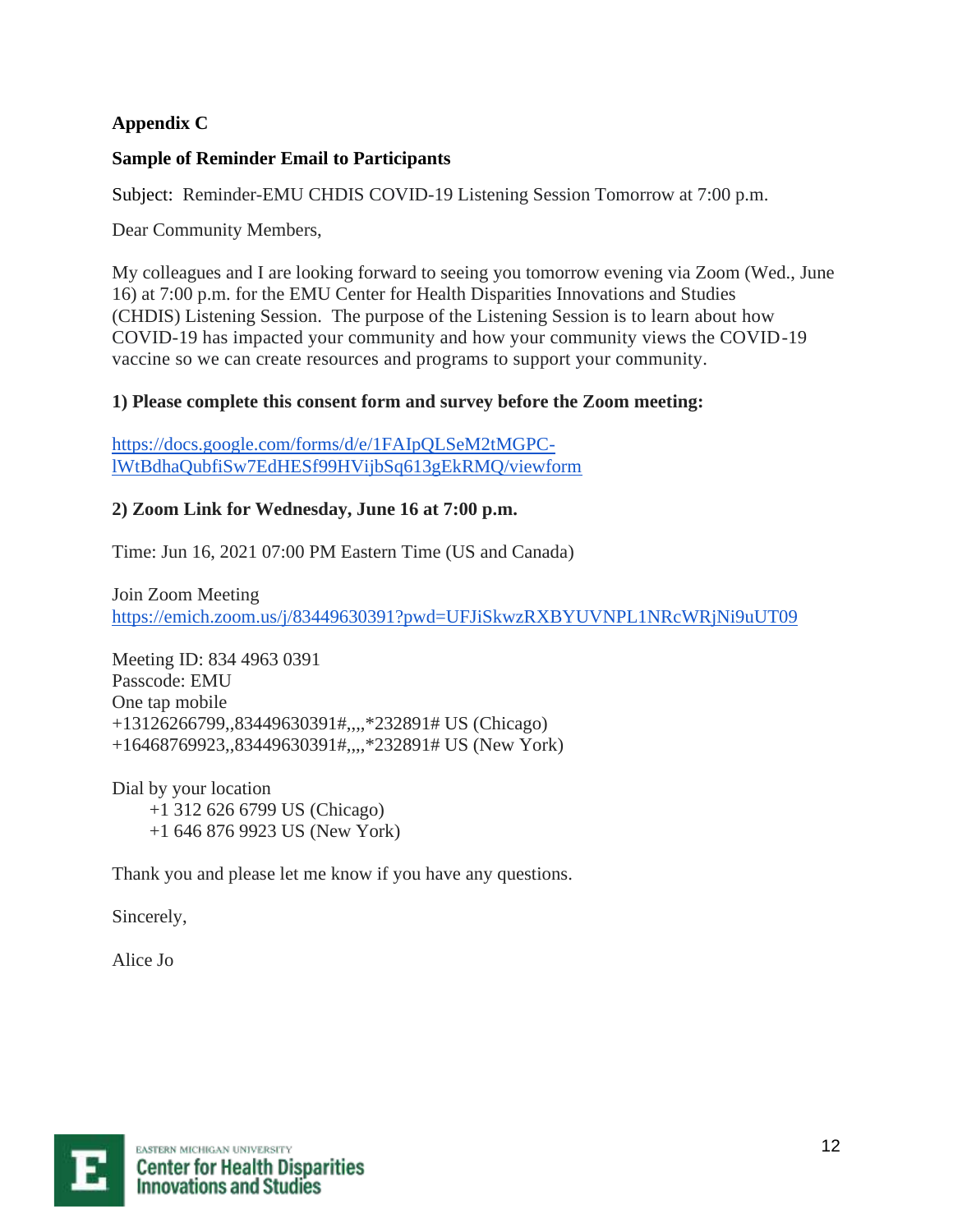**Appendix C**

**Sample of Reminder Email to Participants**

Subject: Reminder-EMU CHDIS COVID-19 Listening Session Tomorrow at 7:00 p.m.

Dear Community Members,

My colleagues and I are looking forward to seeing you tomorrow evening via Zoom (Wed., June 16) at 7:00 p.m. for the EMU Center for Health Disparities Innovations and Studies (CHDIS) Listening Session. The purpose of the Listening Session is to learn about how COVID-19 has impacted your community and how your community views the COVID-19 vaccine so we can create resources and programs to support your community.

**1) Please complete this consent form and survey before the Zoom meeting:**

https://docs.google.com/forms/d/e/1FAIpQLSeM2tMGPC-lWtBdhaQubfiSw7EdHESf99HVijbSq613gEkRMQ/viewform

**2) Zoom Link for Wednesday, June 16 at 7:00 p.m.**

Time: Jun 16, 2021 07:00 PM Eastern Time (US and Canada)

Join Zoom Meeting
https://emich.zoom.us/j/83449630391?pwd=UFJiSkwzRXBYUVNPL1NRcWRjNi9uUT09

Meeting ID: 834 4963 0391
Passcode: EMU
One tap mobile
+13126266799,,83449630391#,,,,*232891# US (Chicago)
+16468769923,,83449630391#,,,,*232891# US (New York)

Dial by your location
+1 312 626 6799 US (Chicago)
+1 646 876 9923 US (New York)

Thank you and please let me know if you have any questions.

Sincerely,

Alice Jo

EASTERN MICHIGAN UNIVERSITY
Center for Health Disparities Innovations and Studies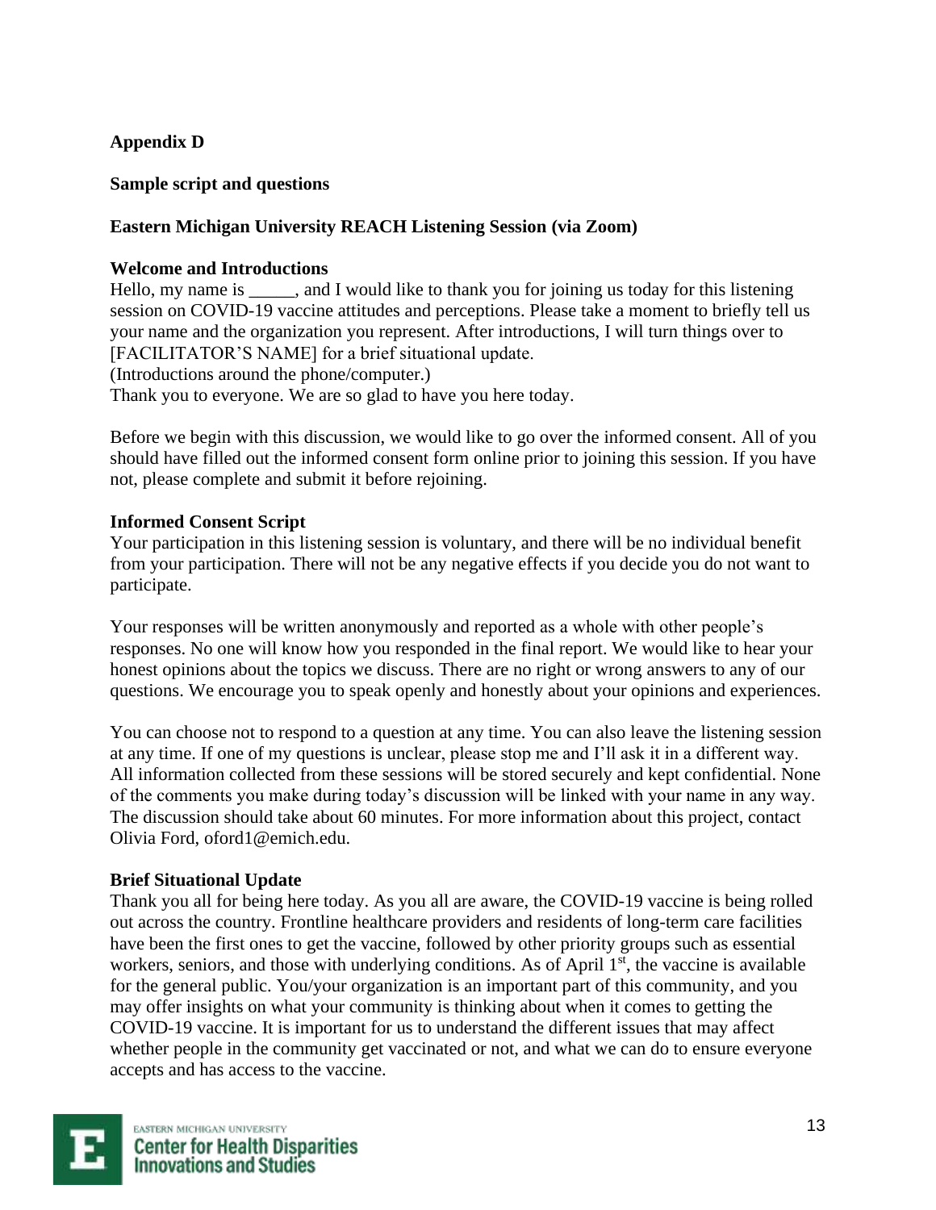**Appendix D**

**Sample script and questions**

**Eastern Michigan University REACH Listening Session (via Zoom)**

**Welcome and Introductions**

Hello, my name is _____, and I would like to thank you for joining us today for this listening session on COVID-19 vaccine attitudes and perceptions. Please take a moment to briefly tell us your name and the organization you represent. After introductions, I will turn things over to [FACILITATOR'S NAME] for a brief situational update.

(Introductions around the phone/computer.)

Thank you to everyone. We are so glad to have you here today.

Before we begin with this discussion, we would like to go over the informed consent. All of you should have filled out the informed consent form online prior to joining this session. If you have not, please complete and submit it before rejoining.

**Informed Consent Script**

Your participation in this listening session is voluntary, and there will be no individual benefit from your participation. There will not be any negative effects if you decide you do not want to participate.

Your responses will be written anonymously and reported as a whole with other people's responses. No one will know how you responded in the final report. We would like to hear your honest opinions about the topics we discuss. There are no right or wrong answers to any of our questions. We encourage you to speak openly and honestly about your opinions and experiences.

You can choose not to respond to a question at any time. You can also leave the listening session at any time. If one of my questions is unclear, please stop me and I'll ask it in a different way. All information collected from these sessions will be stored securely and kept confidential. None of the comments you make during today's discussion will be linked with your name in any way. The discussion should take about 60 minutes. For more information about this project, contact Olivia Ford, oford1@emich.edu.

**Brief Situational Update**

Thank you all for being here today. As you all are aware, the COVID-19 vaccine is being rolled out across the country. Frontline healthcare providers and residents of long-term care facilities have been the first ones to get the vaccine, followed by other priority groups such as essential workers, seniors, and those with underlying conditions. As of April 1st, the vaccine is available for the general public. You/your organization is an important part of this community, and you may offer insights on what your community is thinking about when it comes to getting the COVID-19 vaccine. It is important for us to understand the different issues that may affect whether people in the community get vaccinated or not, and what we can do to ensure everyone accepts and has access to the vaccine.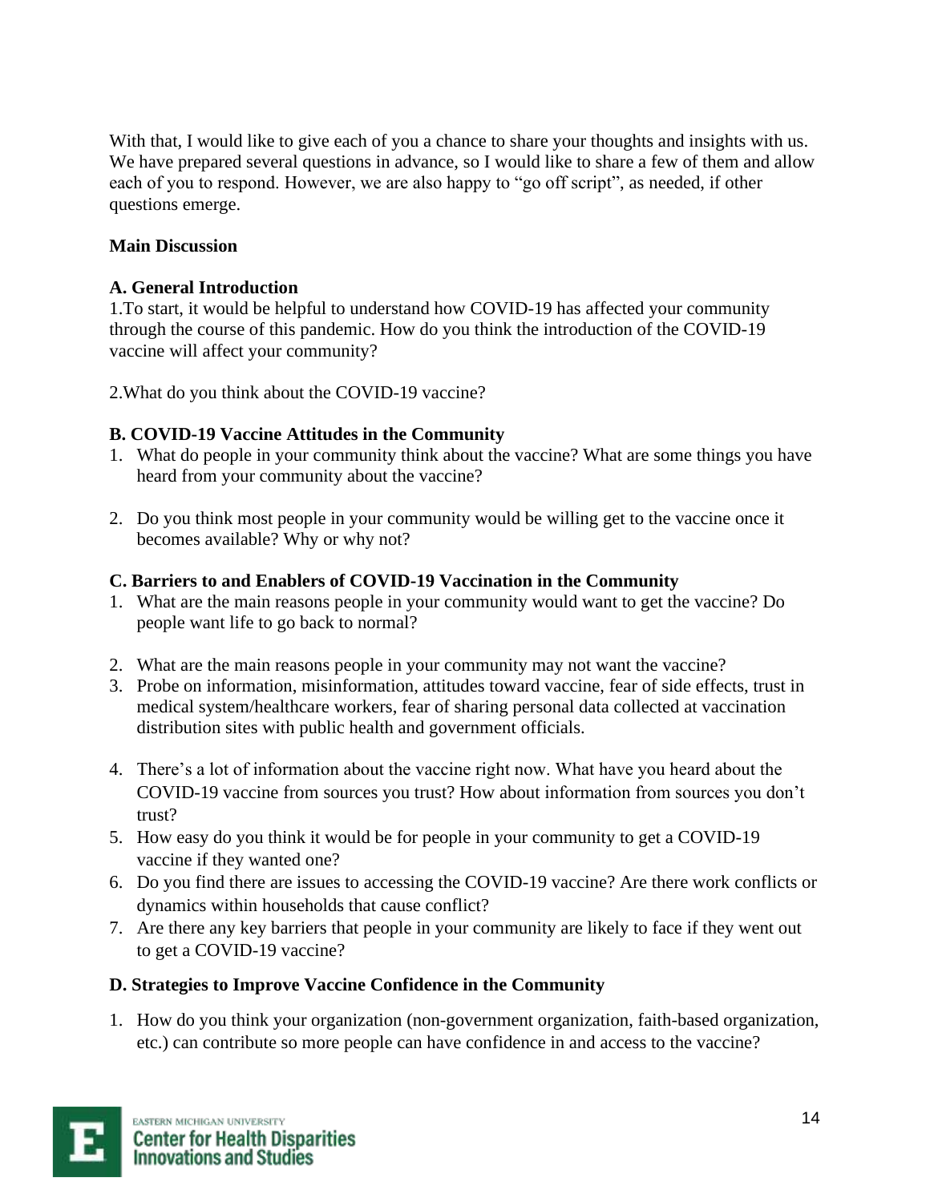With that, I would like to give each of you a chance to share your thoughts and insights with us. We have prepared several questions in advance, so I would like to share a few of them and allow each of you to respond. However, we are also happy to "go off script", as needed, if other questions emerge.

**Main Discussion**

**A. General Introduction**

1.To start, it would be helpful to understand how COVID-19 has affected your community through the course of this pandemic. How do you think the introduction of the COVID-19 vaccine will affect your community?

2.What do you think about the COVID-19 vaccine?

**B. COVID-19 Vaccine Attitudes in the Community**

1. What do people in your community think about the vaccine? What are some things you have heard from your community about the vaccine?

2. Do you think most people in your community would be willing get to the vaccine once it becomes available? Why or why not?

**C. Barriers to and Enablers of COVID-19 Vaccination in the Community**

1. What are the main reasons people in your community would want to get the vaccine? Do people want life to go back to normal?

2. What are the main reasons people in your community may not want the vaccine?
3. Probe on information, misinformation, attitudes toward vaccine, fear of side effects, trust in medical system/healthcare workers, fear of sharing personal data collected at vaccination distribution sites with public health and government officials.

4. There's a lot of information about the vaccine right now. What have you heard about the COVID-19 vaccine from sources you trust? How about information from sources you don't trust?
5. How easy do you think it would be for people in your community to get a COVID-19 vaccine if they wanted one?
6. Do you find there are issues to accessing the COVID-19 vaccine? Are there work conflicts or dynamics within households that cause conflict?
7. Are there any key barriers that people in your community are likely to face if they went out to get a COVID-19 vaccine?

**D. Strategies to Improve Vaccine Confidence in the Community**

1. How do you think your organization (non-government organization, faith-based organization, etc.) can contribute so more people can have confidence in and access to the vaccine?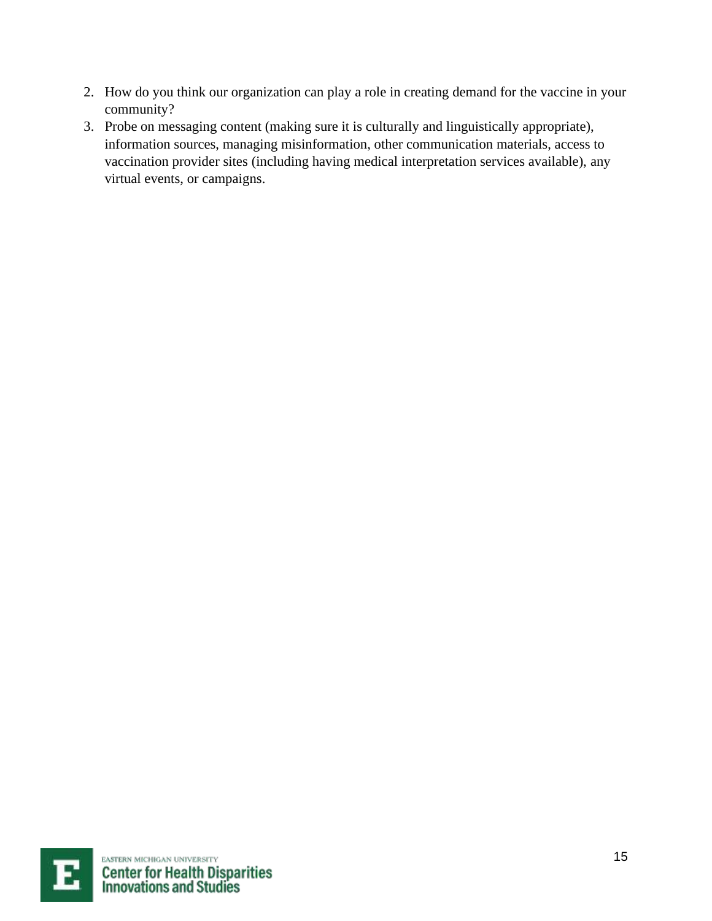2. How do you think our organization can play a role in creating demand for the vaccine in your community?
3. Probe on messaging content (making sure it is culturally and linguistically appropriate), information sources, managing misinformation, other communication materials, access to vaccination provider sites (including having medical interpretation services available), any virtual events, or campaigns.